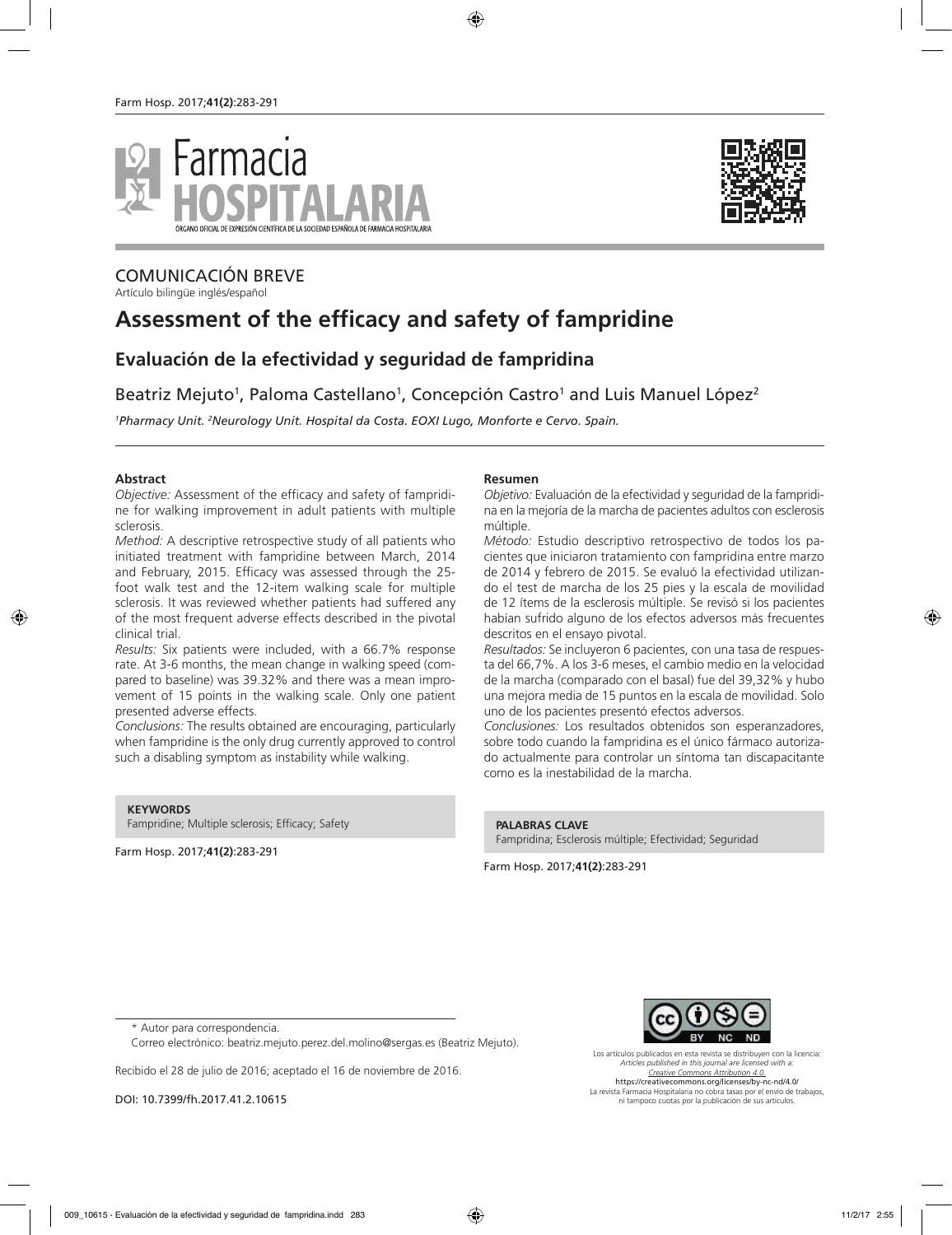COMUNICACIÓN BREVE

Artículo bilingüe inglés/español

# Assessment of the efficacy and safety of fampridine

## Evaluación de la efectividad y seguridad de fampridina

Beatriz Mejuto[1], Paloma Castellano[1], Concepción Castro[1] and Luis Manuel López[2]

[1]*Pharmacy Unit.* [2]*Neurology Unit. Hospital da Costa. EOXI Lugo, Monforte e Cervo. Spain.*

### Abstract

*Objective:* Assessment of the efficacy and safety of fampridine for walking improvement in adult patients with multiple sclerosis.

*Method:* A descriptive retrospective study of all patients who initiated treatment with fampridine between March, 2014 and February, 2015. Efficacy was assessed through the 25-foot walk test and the 12-item walking scale for multiple sclerosis. It was reviewed whether patients had suffered any of the most frequent adverse effects described in the pivotal clinical trial.

*Results:* Six patients were included, with a 66.7% response rate. At 3-6 months, the mean change in walking speed (compared to baseline) was 39.32% and there was a mean improvement of 15 points in the walking scale. Only one patient presented adverse effects.

*Conclusions:* The results obtained are encouraging, particularly when fampridine is the only drug currently approved to control such a disabling symptom as instability while walking.

**KEYWORDS**

Fampridine; Multiple sclerosis; Efficacy; Safety

### Resumen

*Objetivo:* Evaluación de la efectividad y seguridad de la fampridina en la mejoría de la marcha de pacientes adultos con esclerosis múltiple.

*Método:* Estudio descriptivo retrospectivo de todos los pacientes que iniciaron tratamiento con fampridina entre marzo de 2014 y febrero de 2015. Se evaluó la efectividad utilizando el test de marcha de los 25 pies y la escala de movilidad de 12 ítems de la esclerosis múltiple. Se revisó si los pacientes habían sufrido alguno de los efectos adversos más frecuentes descritos en el ensayo pivotal.

*Resultados:* Se incluyeron 6 pacientes, con una tasa de respuesta del 66,7%. A los 3-6 meses, el cambio medio en la velocidad de la marcha (comparado con el basal) fue del 39,32% y hubo una mejora media de 15 puntos en la escala de movilidad. Solo uno de los pacientes presentó efectos adversos.

*Conclusiones:* Los resultados obtenidos son esperanzadores, sobre todo cuando la fampridina es el único fármaco autorizado actualmente para controlar un síntoma tan discapacitante como es la inestabilidad de la marcha.

**PALABRAS CLAVE**

Fampridina; Esclerosis múltiple; Efectividad; Seguridad

\* Autor para correspondencia.

Correo electrónico: beatriz.mejuto.perez.del.molino@sergas.es (Beatriz Mejuto).

Recibido el 28 de julio de 2016; aceptado el 16 de noviembre de 2016.

DOI: 10.7399/fh.2017.41.2.10615

Los artículos publicados en esta revista se distribuyen con la licencia: *Articles published in this journal are licensed with a: Creative Commons Attribution 4.0.* https://creativecommons.org/licenses/by-nc-nd/4.0/ La revista Farmacia Hospitalaria no cobra tasas por el envío de trabajos, ni tampoco cuotas por la publicación de sus artículos.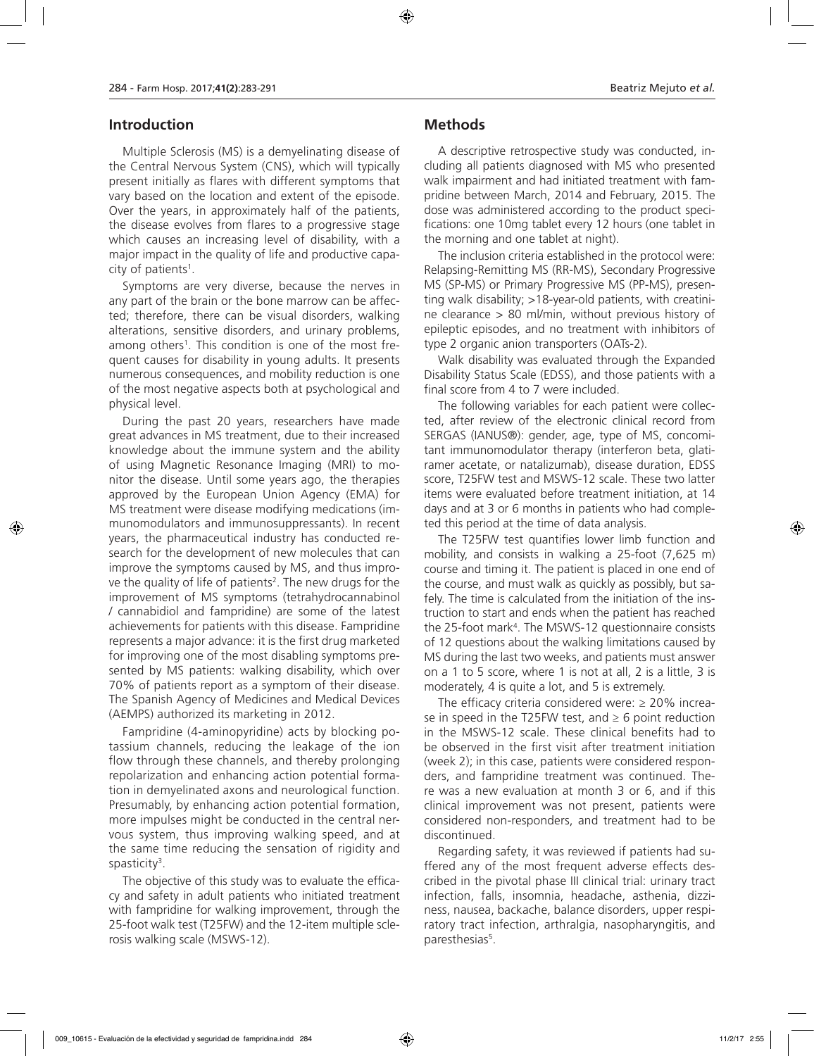## Introduction

Multiple Sclerosis (MS) is a demyelinating disease of the Central Nervous System (CNS), which will typically present initially as flares with different symptoms that vary based on the location and extent of the episode. Over the years, in approximately half of the patients, the disease evolves from flares to a progressive stage which causes an increasing level of disability, with a major impact in the quality of life and productive capacity of patients[1].

Symptoms are very diverse, because the nerves in any part of the brain or the bone marrow can be affected; therefore, there can be visual disorders, walking alterations, sensitive disorders, and urinary problems, among others[1]. This condition is one of the most frequent causes for disability in young adults. It presents numerous consequences, and mobility reduction is one of the most negative aspects both at psychological and physical level.

During the past 20 years, researchers have made great advances in MS treatment, due to their increased knowledge about the immune system and the ability of using Magnetic Resonance Imaging (MRI) to monitor the disease. Until some years ago, the therapies approved by the European Union Agency (EMA) for MS treatment were disease modifying medications (immunomodulators and immunosuppressants). In recent years, the pharmaceutical industry has conducted research for the development of new molecules that can improve the symptoms caused by MS, and thus improve the quality of life of patients[2]. The new drugs for the improvement of MS symptoms (tetrahydrocannabinol / cannabidiol and fampridine) are some of the latest achievements for patients with this disease. Fampridine represents a major advance: it is the first drug marketed for improving one of the most disabling symptoms presented by MS patients: walking disability, which over 70% of patients report as a symptom of their disease. The Spanish Agency of Medicines and Medical Devices (AEMPS) authorized its marketing in 2012.

Fampridine (4-aminopyridine) acts by blocking potassium channels, reducing the leakage of the ion flow through these channels, and thereby prolonging repolarization and enhancing action potential formation in demyelinated axons and neurological function. Presumably, by enhancing action potential formation, more impulses might be conducted in the central nervous system, thus improving walking speed, and at the same time reducing the sensation of rigidity and spasticity[3].

The objective of this study was to evaluate the efficacy and safety in adult patients who initiated treatment with fampridine for walking improvement, through the 25-foot walk test (T25FW) and the 12-item multiple sclerosis walking scale (MSWS-12).

## Methods

A descriptive retrospective study was conducted, including all patients diagnosed with MS who presented walk impairment and had initiated treatment with fampridine between March, 2014 and February, 2015. The dose was administered according to the product specifications: one 10mg tablet every 12 hours (one tablet in the morning and one tablet at night).

The inclusion criteria established in the protocol were: Relapsing-Remitting MS (RR-MS), Secondary Progressive MS (SP-MS) or Primary Progressive MS (PP-MS), presenting walk disability; >18-year-old patients, with creatinine clearance > 80 ml/min, without previous history of epileptic episodes, and no treatment with inhibitors of type 2 organic anion transporters (OATs-2).

Walk disability was evaluated through the Expanded Disability Status Scale (EDSS), and those patients with a final score from 4 to 7 were included.

The following variables for each patient were collected, after review of the electronic clinical record from SERGAS (IANUS®): gender, age, type of MS, concomitant immunomodulator therapy (interferon beta, glatiramer acetate, or natalizumab), disease duration, EDSS score, T25FW test and MSWS-12 scale. These two latter items were evaluated before treatment initiation, at 14 days and at 3 or 6 months in patients who had completed this period at the time of data analysis.

The T25FW test quantifies lower limb function and mobility, and consists in walking a 25-foot (7,625 m) course and timing it. The patient is placed in one end of the course, and must walk as quickly as possibly, but safely. The time is calculated from the initiation of the instruction to start and ends when the patient has reached the 25-foot mark[4]. The MSWS-12 questionnaire consists of 12 questions about the walking limitations caused by MS during the last two weeks, and patients must answer on a 1 to 5 score, where 1 is not at all, 2 is a little, 3 is moderately, 4 is quite a lot, and 5 is extremely.

The efficacy criteria considered were: ≥ 20% increase in speed in the T25FW test, and ≥ 6 point reduction in the MSWS-12 scale. These clinical benefits had to be observed in the first visit after treatment initiation (week 2); in this case, patients were considered responders, and fampridine treatment was continued. There was a new evaluation at month 3 or 6, and if this clinical improvement was not present, patients were considered non-responders, and treatment had to be discontinued.

Regarding safety, it was reviewed if patients had suffered any of the most frequent adverse effects described in the pivotal phase III clinical trial: urinary tract infection, falls, insomnia, headache, asthenia, dizziness, nausea, backache, balance disorders, upper respiratory tract infection, arthralgia, nasopharyngitis, and paresthesias[5].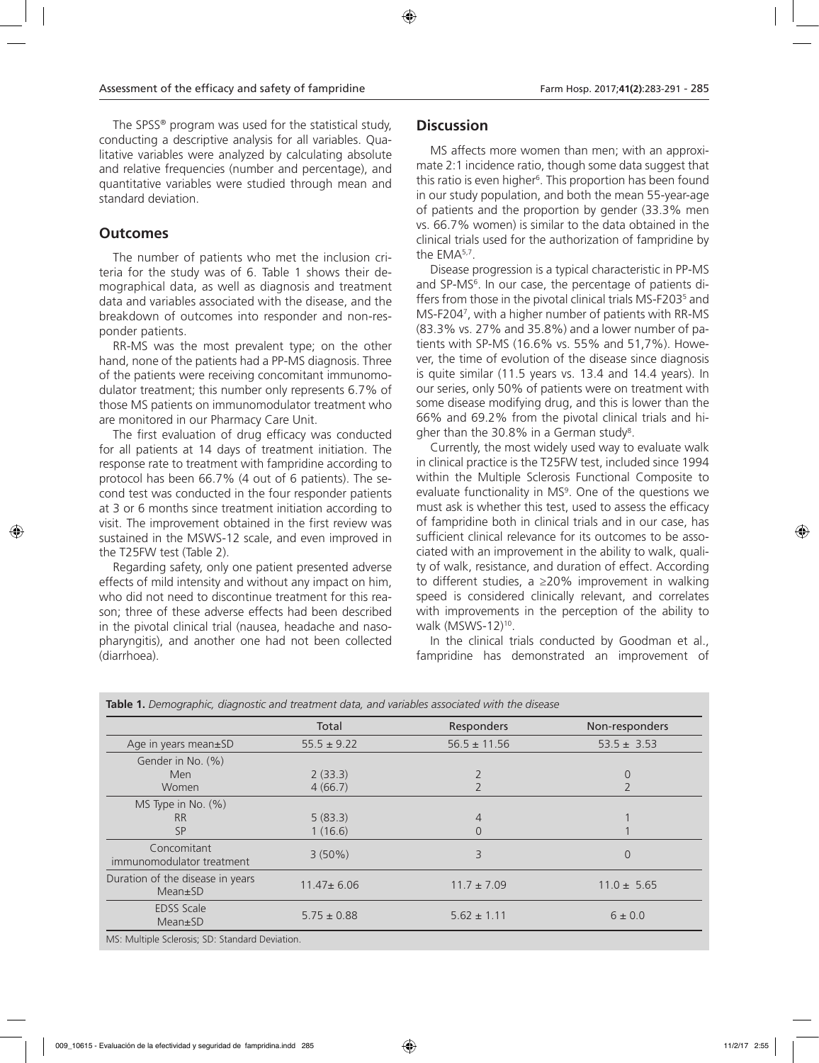The SPSS® program was used for the statistical study, conducting a descriptive analysis for all variables. Qualitative variables were analyzed by calculating absolute and relative frequencies (number and percentage), and quantitative variables were studied through mean and standard deviation.

## Outcomes

The number of patients who met the inclusion criteria for the study was of 6. Table 1 shows their demographical data, as well as diagnosis and treatment data and variables associated with the disease, and the breakdown of outcomes into responder and non-responder patients.

RR-MS was the most prevalent type; on the other hand, none of the patients had a PP-MS diagnosis. Three of the patients were receiving concomitant immunomodulator treatment; this number only represents 6.7% of those MS patients on immunomodulator treatment who are monitored in our Pharmacy Care Unit.

The first evaluation of drug efficacy was conducted for all patients at 14 days of treatment initiation. The response rate to treatment with fampridine according to protocol has been 66.7% (4 out of 6 patients). The second test was conducted in the four responder patients at 3 or 6 months since treatment initiation according to visit. The improvement obtained in the first review was sustained in the MSWS-12 scale, and even improved in the T25FW test (Table 2).

Regarding safety, only one patient presented adverse effects of mild intensity and without any impact on him, who did not need to discontinue treatment for this reason; three of these adverse effects had been described in the pivotal clinical trial (nausea, headache and nasopharyngitis), and another one had not been collected (diarrhoea).

## Discussion

MS affects more women than men; with an approximate 2:1 incidence ratio, though some data suggest that this ratio is even higher[6]. This proportion has been found in our study population, and both the mean 55-year-age of patients and the proportion by gender (33.3% men vs. 66.7% women) is similar to the data obtained in the clinical trials used for the authorization of fampridine by the EMA[5,7].

Disease progression is a typical characteristic in PP-MS and SP-MS[6]. In our case, the percentage of patients differs from those in the pivotal clinical trials MS-F203[5] and MS-F204[7], with a higher number of patients with RR-MS (83.3% vs. 27% and 35.8%) and a lower number of patients with SP-MS (16.6% vs. 55% and 51,7%). However, the time of evolution of the disease since diagnosis is quite similar (11.5 years vs. 13.4 and 14.4 years). In our series, only 50% of patients were on treatment with some disease modifying drug, and this is lower than the 66% and 69.2% from the pivotal clinical trials and higher than the 30.8% in a German study[8].

Currently, the most widely used way to evaluate walk in clinical practice is the T25FW test, included since 1994 within the Multiple Sclerosis Functional Composite to evaluate functionality in MS[9]. One of the questions we must ask is whether this test, used to assess the efficacy of fampridine both in clinical trials and in our case, has sufficient clinical relevance for its outcomes to be associated with an improvement in the ability to walk, quality of walk, resistance, and duration of effect. According to different studies, a ≥20% improvement in walking speed is considered clinically relevant, and correlates with improvements in the perception of the ability to walk (MSWS-12)[10].

In the clinical trials conducted by Goodman et al., fampridine has demonstrated an improvement of

**Table 1.** *Demographic, diagnostic and treatment data, and variables associated with the disease*

| | Total | Responders | Non-responders |
|---|---|---|---|
| Age in years mean±SD | 55.5 ± 9.22 | 56.5 ± 11.56 | 53.5 ± 3.53 |
| Gender in No. (%) | | | |
| Men | 2 (33.3) | 2 | 0 |
| Women | 4 (66.7) | 2 | 2 |
| MS Type in No. (%) | | | |
| RR | 5 (83.3) | 4 | 1 |
| SP | 1 (16.6) | 0 | 1 |
| Concomitant immunomodulator treatment | 3 (50%) | 3 | 0 |
| Duration of the disease in years Mean±SD | 11.47± 6.06 | 11.7 ± 7.09 | 11.0 ± 5.65 |
| EDSS Scale Mean±SD | 5.75 ± 0.88 | 5.62 ± 1.11 | 6 ± 0.0 |

MS: Multiple Sclerosis; SD: Standard Deviation.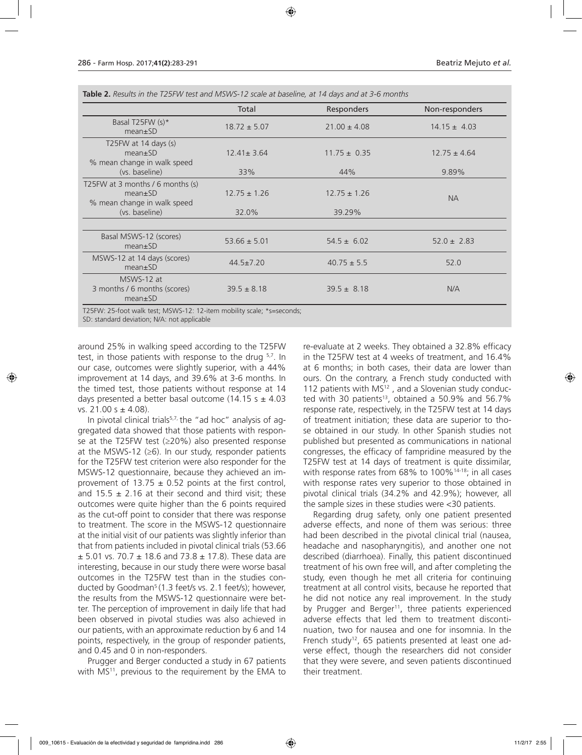**Table 2.** *Results in the T25FW test and MSWS-12 scale at baseline, at 14 days and at 3-6 months*

| | Total | Responders | Non-responders |
|---|---|---|---|
| Basal T25FW (s)* mean±SD | 18.72 ± 5.07 | 21.00 ± 4.08 | 14.15 ± 4.03 |
| T25FW at 14 days (s) mean±SD | 12.41± 3.64 | 11.75 ± 0.35 | 12.75 ± 4.64 |
| % mean change in walk speed (vs. baseline) | 33% | 44% | 9.89% |
| T25FW at 3 months / 6 months (s) mean±SD | 12.75 ± 1.26 | 12.75 ± 1.26 | NA |
| % mean change in walk speed (vs. baseline) | 32.0% | 39.29% | |
| Basal MSWS-12 (scores) mean±SD | 53.66 ± 5.01 | 54.5 ± 6.02 | 52.0 ± 2.83 |
| MSWS-12 at 14 days (scores) mean±SD | 44.5±7.20 | 40.75 ± 5.5 | 52.0 |
| MSWS-12 at 3 months / 6 months (scores) mean±SD | 39.5 ± 8.18 | 39.5 ± 8.18 | N/A |

T25FW: 25-foot walk test; MSWS-12: 12-item mobility scale; *s=seconds;
SD: standard deviation; N/A: not applicable

around 25% in walking speed according to the T25FW test, in those patients with response to the drug [5,7]. In our case, outcomes were slightly superior, with a 44% improvement at 14 days, and 39.6% at 3-6 months. In the timed test, those patients without response at 14 days presented a better basal outcome (14.15 s ± 4.03 vs. 21.00 s ± 4.08).

In pivotal clinical trials[5,7] the "ad hoc" analysis of aggregated data showed that those patients with response at the T25FW test (≥20%) also presented response at the MSWS-12 (≥6). In our study, responder patients for the T25FW test criterion were also responder for the MSWS-12 questionnaire, because they achieved an improvement of 13.75 ± 0.52 points at the first control, and 15.5 ± 2.16 at their second and third visit; these outcomes were quite higher than the 6 points required as the cut-off point to consider that there was response to treatment. The score in the MSWS-12 questionnaire at the initial visit of our patients was slightly inferior than that from patients included in pivotal clinical trials (53.66 ± 5.01 vs. 70.7 ± 18.6 and 73.8 ± 17.8). These data are interesting, because in our study there were worse basal outcomes in the T25FW test than in the studies conducted by Goodman[5] (1.3 feet/s vs. 2.1 feet/s); however, the results from the MSWS-12 questionnaire were better. The perception of improvement in daily life that had been observed in pivotal studies was also achieved in our patients, with an approximate reduction by 6 and 14 points, respectively, in the group of responder patients, and 0.45 and 0 in non-responders.

Prugger and Berger conducted a study in 67 patients with MS[11], previous to the requirement by the EMA to re-evaluate at 2 weeks. They obtained a 32.8% efficacy in the T25FW test at 4 weeks of treatment, and 16.4% at 6 months; in both cases, their data are lower than ours. On the contrary, a French study conducted with 112 patients with MS[12], and a Slovenian study conducted with 30 patients[13], obtained a 50.9% and 56.7% response rate, respectively, in the T25FW test at 14 days of treatment initiation; these data are superior to those obtained in our study. In other Spanish studies not published but presented as communications in national congresses, the efficacy of fampridine measured by the T25FW test at 14 days of treatment is quite dissimilar, with response rates from 68% to 100%[14-18]; in all cases with response rates very superior to those obtained in pivotal clinical trials (34.2% and 42.9%); however, all the sample sizes in these studies were <30 patients.

Regarding drug safety, only one patient presented adverse effects, and none of them was serious: three had been described in the pivotal clinical trial (nausea, headache and nasopharyngitis), and another one not described (diarrhoea). Finally, this patient discontinued treatment of his own free will, and after completing the study, even though he met all criteria for continuing treatment at all control visits, because he reported that he did not notice any real improvement. In the study by Prugger and Berger[11], three patients experienced adverse effects that led them to treatment discontinuation, two for nausea and one for insomnia. In the French study[12], 65 patients presented at least one adverse effect, though the researchers did not consider that they were severe, and seven patients discontinued their treatment.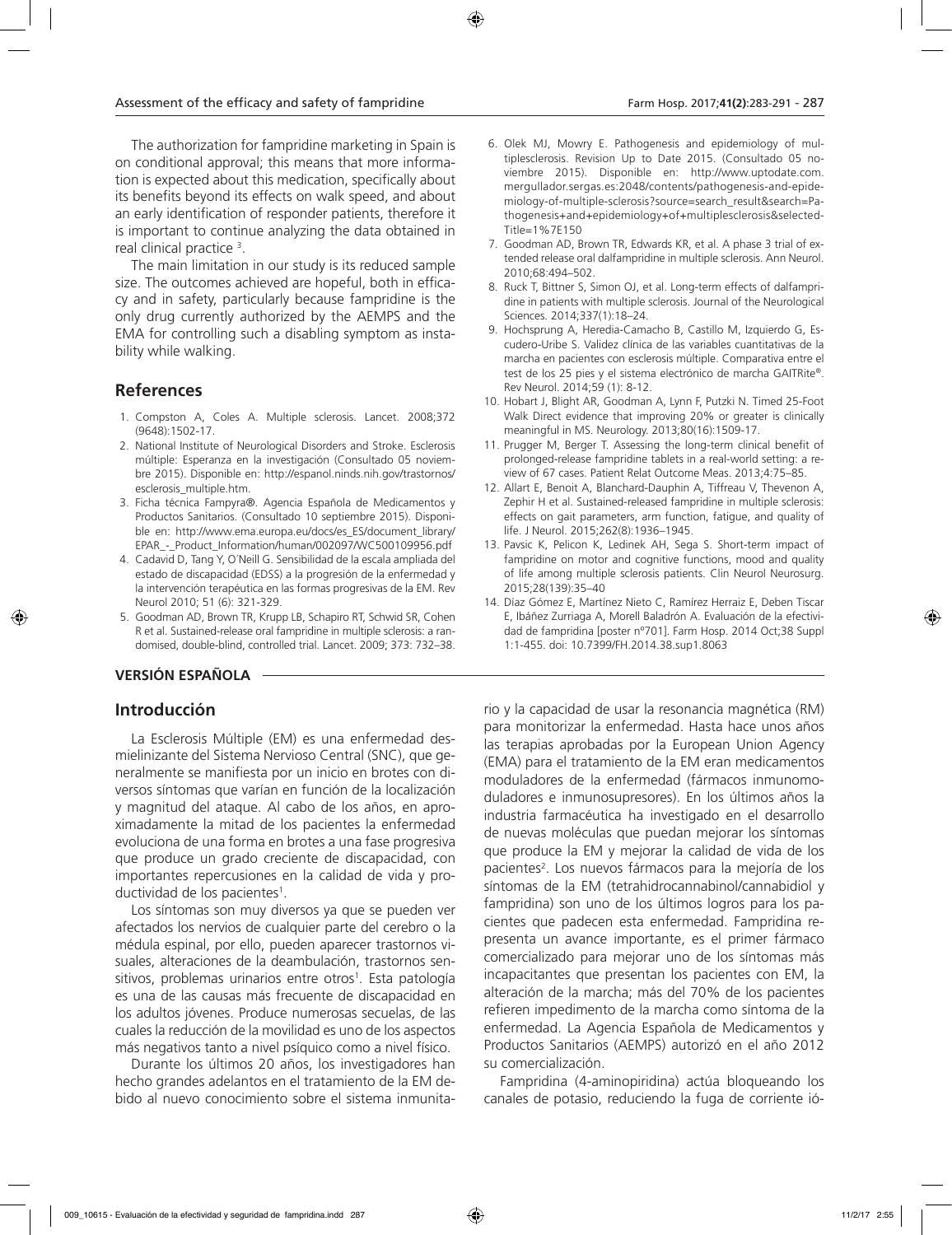The authorization for fampridine marketing in Spain is on conditional approval; this means that more information is expected about this medication, specifically about its benefits beyond its effects on walk speed, and about an early identification of responder patients, therefore it is important to continue analyzing the data obtained in real clinical practice [3].

The main limitation in our study is its reduced sample size. The outcomes achieved are hopeful, both in efficacy and in safety, particularly because fampridine is the only drug currently authorized by the AEMPS and the EMA for controlling such a disabling symptom as instability while walking.

## References

1. Compston A, Coles A. Multiple sclerosis. Lancet. 2008;372 (9648):1502-17.
2. National Institute of Neurological Disorders and Stroke. Esclerosis múltiple: Esperanza en la investigación (Consultado 05 noviembre 2015). Disponible en: http://espanol.ninds.nih.gov/trastornos/esclerosis_multiple.htm.
3. Ficha técnica Fampyra®. Agencia Española de Medicamentos y Productos Sanitarios. (Consultado 10 septiembre 2015). Disponible en: http://www.ema.europa.eu/docs/es_ES/document_library/EPAR_-_Product_Information/human/002097/WC500109956.pdf
4. Cadavid D, Tang Y, O´Neill G. Sensibilidad de la escala ampliada del estado de discapacidad (EDSS) a la progresión de la enfermedad y la intervención terapéutica en las formas progresivas de la EM. Rev Neurol 2010; 51 (6): 321-329.
5. Goodman AD, Brown TR, Krupp LB, Schapiro RT, Schwid SR, Cohen R et al. Sustained-release oral fampridine in multiple sclerosis: a randomised, double-blind, controlled trial. Lancet. 2009; 373: 732–38.
6. Olek MJ, Mowry E. Pathogenesis and epidemiology of multiplesclerosis. Revision Up to Date 2015. (Consultado 05 noviembre 2015). Disponible en: http://www.uptodate.com.mergullador.sergas.es:2048/contents/pathogenesis-and-epidemiology-of-multiple-sclerosis?source=search_result&search=Pathogenesis+and+epidemiology+of+multiplesclerosis&selectedTitle=1%7E150
7. Goodman AD, Brown TR, Edwards KR, et al. A phase 3 trial of extended release oral dalfampridine in multiple sclerosis. Ann Neurol. 2010;68:494–502.
8. Ruck T, Bittner S, Simon OJ, et al. Long-term effects of dalfampridine in patients with multiple sclerosis. Journal of the Neurological Sciences. 2014;337(1):18–24.
9. Hochsprung A, Heredia-Camacho B, Castillo M, Izquierdo G, Escudero-Uribe S. Validez clínica de las variables cuantitativas de la marcha en pacientes con esclerosis múltiple. Comparativa entre el test de los 25 pies y el sistema electrónico de marcha GAITRite®. Rev Neurol. 2014;59 (1): 8-12.
10. Hobart J, Blight AR, Goodman A, Lynn F, Putzki N. Timed 25-Foot Walk Direct evidence that improving 20% or greater is clinically meaningful in MS. Neurology. 2013;80(16):1509-17.
11. Prugger M, Berger T. Assessing the long-term clinical benefit of prolonged-release fampridine tablets in a real-world setting: a review of 67 cases. Patient Relat Outcome Meas. 2013;4:75–85.
12. Allart E, Benoit A, Blanchard-Dauphin A, Tiffreau V, Thevenon A, Zephir H et al. Sustained-released fampridine in multiple sclerosis: effects on gait parameters, arm function, fatigue, and quality of life. J Neurol. 2015;262(8):1936–1945.
13. Pavsic K, Pelicon K, Ledinek AH, Sega S. Short-term impact of fampridine on motor and cognitive functions, mood and quality of life among multiple sclerosis patients. Clin Neurol Neurosurg. 2015;28(139):35–40
14. Díaz Gómez E, Martínez Nieto C, Ramírez Herraiz E, Deben Tiscar E, Ibáñez Zurriaga A, Morell Baladrón A. Evaluación de la efectividad de fampridina [poster nº701]. Farm Hosp. 2014 Oct;38 Suppl 1:1-455. doi: 10.7399/FH.2014.38.sup1.8063

## VERSIÓN ESPAÑOLA

## Introducción

La Esclerosis Múltiple (EM) es una enfermedad desmielinizante del Sistema Nervioso Central (SNC), que generalmente se manifiesta por un inicio en brotes con diversos síntomas que varían en función de la localización y magnitud del ataque. Al cabo de los años, en aproximadamente la mitad de los pacientes la enfermedad evoluciona de una forma en brotes a una fase progresiva que produce un grado creciente de discapacidad, con importantes repercusiones en la calidad de vida y productividad de los pacientes[1].

Los síntomas son muy diversos ya que se pueden ver afectados los nervios de cualquier parte del cerebro o la médula espinal, por ello, pueden aparecer trastornos visuales, alteraciones de la deambulación, trastornos sensitivos, problemas urinarios entre otros[1]. Esta patología es una de las causas más frecuente de discapacidad en los adultos jóvenes. Produce numerosas secuelas, de las cuales la reducción de la movilidad es uno de los aspectos más negativos tanto a nivel psíquico como a nivel físico.

Durante los últimos 20 años, los investigadores han hecho grandes adelantos en el tratamiento de la EM debido al nuevo conocimiento sobre el sistema inmunitario y la capacidad de usar la resonancia magnética (RM) para monitorizar la enfermedad. Hasta hace unos años las terapias aprobadas por la European Union Agency (EMA) para el tratamiento de la EM eran medicamentos moduladores de la enfermedad (fármacos inmunomoduladores e inmunosupresores). En los últimos años la industria farmacéutica ha investigado en el desarrollo de nuevas moléculas que puedan mejorar los síntomas que produce la EM y mejorar la calidad de vida de los pacientes[2]. Los nuevos fármacos para la mejoría de los síntomas de la EM (tetrahidrocannabinol/cannabidiol y fampridina) son uno de los últimos logros para los pacientes que padecen esta enfermedad. Fampridina representa un avance importante, es el primer fármaco comercializado para mejorar uno de los síntomas más incapacitantes que presentan los pacientes con EM, la alteración de la marcha; más del 70% de los pacientes refieren impedimento de la marcha como síntoma de la enfermedad. La Agencia Española de Medicamentos y Productos Sanitarios (AEMPS) autorizó en el año 2012 su comercialización.

Fampridina (4-aminopiridina) actúa bloqueando los canales de potasio, reduciendo la fuga de corriente ió-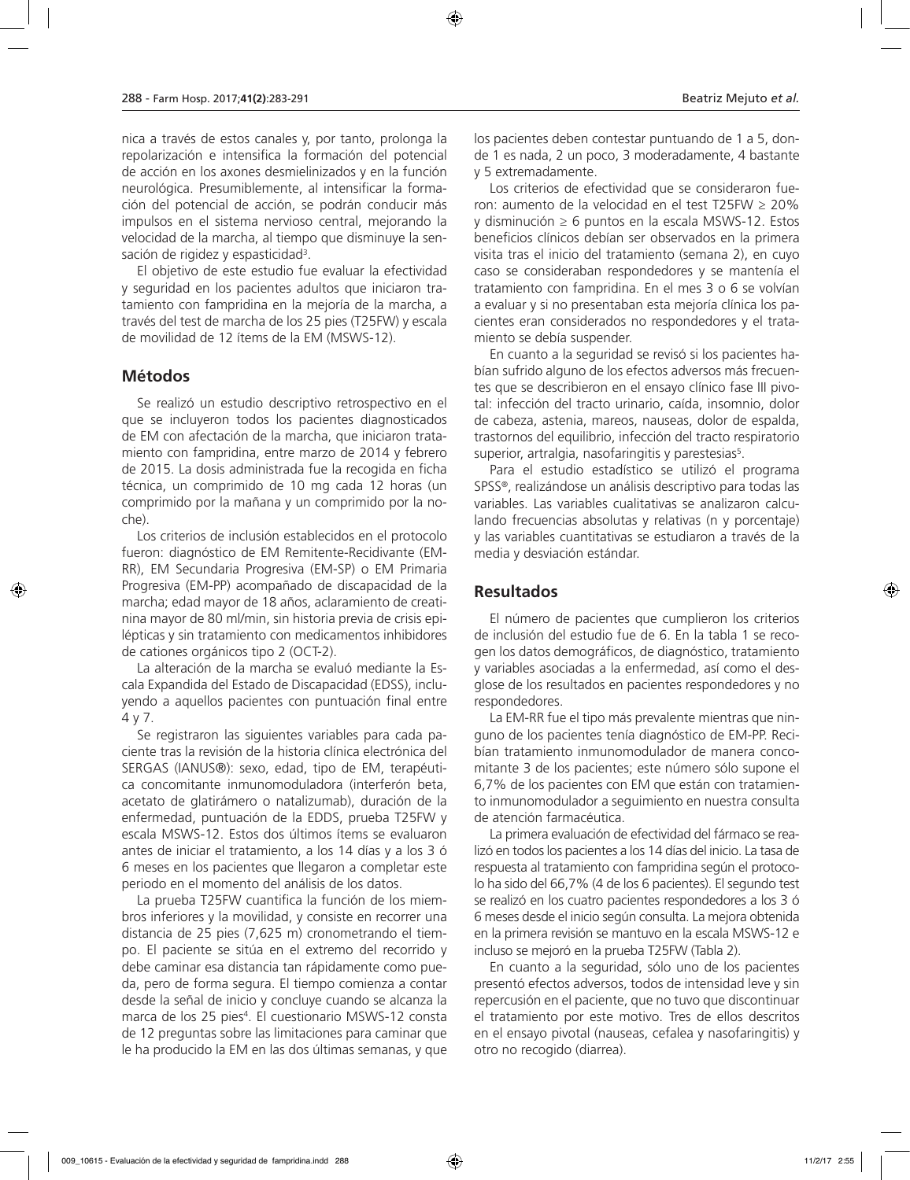nica a través de estos canales y, por tanto, prolonga la repolarización e intensifica la formación del potencial de acción en los axones desmielinizados y en la función neurológica. Presumiblemente, al intensificar la formación del potencial de acción, se podrán conducir más impulsos en el sistema nervioso central, mejorando la velocidad de la marcha, al tiempo que disminuye la sensación de rigidez y espasticidad[3].

El objetivo de este estudio fue evaluar la efectividad y seguridad en los pacientes adultos que iniciaron tratamiento con fampridina en la mejoría de la marcha, a través del test de marcha de los 25 pies (T25FW) y escala de movilidad de 12 ítems de la EM (MSWS-12).

## Métodos

Se realizó un estudio descriptivo retrospectivo en el que se incluyeron todos los pacientes diagnosticados de EM con afectación de la marcha, que iniciaron tratamiento con fampridina, entre marzo de 2014 y febrero de 2015. La dosis administrada fue la recogida en ficha técnica, un comprimido de 10 mg cada 12 horas (un comprimido por la mañana y un comprimido por la noche).

Los criterios de inclusión establecidos en el protocolo fueron: diagnóstico de EM Remitente-Recidivante (EM-RR), EM Secundaria Progresiva (EM-SP) o EM Primaria Progresiva (EM-PP) acompañado de discapacidad de la marcha; edad mayor de 18 años, aclaramiento de creatinina mayor de 80 ml/min, sin historia previa de crisis epilépticas y sin tratamiento con medicamentos inhibidores de cationes orgánicos tipo 2 (OCT-2).

La alteración de la marcha se evaluó mediante la Escala Expandida del Estado de Discapacidad (EDSS), incluyendo a aquellos pacientes con puntuación final entre 4 y 7.

Se registraron las siguientes variables para cada paciente tras la revisión de la historia clínica electrónica del SERGAS (IANUS®): sexo, edad, tipo de EM, terapéutica concomitante inmunomoduladora (interferón beta, acetato de glatirámero o natalizumab), duración de la enfermedad, puntuación de la EDSS, prueba T25FW y escala MSWS-12. Estos dos últimos ítems se evaluaron antes de iniciar el tratamiento, a los 14 días y a los 3 ó 6 meses en los pacientes que llegaron a completar este periodo en el momento del análisis de los datos.

La prueba T25FW cuantifica la función de los miembros inferiores y la movilidad, y consiste en recorrer una distancia de 25 pies (7,625 m) cronometrando el tiempo. El paciente se sitúa en el extremo del recorrido y debe caminar esa distancia tan rápidamente como pueda, pero de forma segura. El tiempo comienza a contar desde la señal de inicio y concluye cuando se alcanza la marca de los 25 pies[4]. El cuestionario MSWS-12 consta de 12 preguntas sobre las limitaciones para caminar que le ha producido la EM en las dos últimas semanas, y que los pacientes deben contestar puntuando de 1 a 5, donde 1 es nada, 2 un poco, 3 moderadamente, 4 bastante y 5 extremadamente.

Los criterios de efectividad que se consideraron fueron: aumento de la velocidad en el test T25FW $\geq$ 20% y disminución $\geq$ 6 puntos en la escala MSWS-12. Estos beneficios clínicos debían ser observados en la primera visita tras el inicio del tratamiento (semana 2), en cuyo caso se consideraban respondedores y se mantenía el tratamiento con fampridina. En el mes 3 o 6 se volvían a evaluar y si no presentaban esta mejoría clínica los pacientes eran considerados no respondedores y el tratamiento se debía suspender.

En cuanto a la seguridad se revisó si los pacientes habían sufrido alguno de los efectos adversos más frecuentes que se describieron en el ensayo clínico fase III pivotal: infección del tracto urinario, caída, insomnio, dolor de cabeza, astenia, mareos, nauseas, dolor de espalda, trastornos del equilibrio, infección del tracto respiratorio superior, artralgia, nasofaringitis y parestesias[5].

Para el estudio estadístico se utilizó el programa SPSS®, realizándose un análisis descriptivo para todas las variables. Las variables cualitativas se analizaron calculando frecuencias absolutas y relativas (n y porcentaje) y las variables cuantitativas se estudiaron a través de la media y desviación estándar.

## Resultados

El número de pacientes que cumplieron los criterios de inclusión del estudio fue de 6. En la tabla 1 se recogen los datos demográficos, de diagnóstico, tratamiento y variables asociadas a la enfermedad, así como el desglose de los resultados en pacientes respondedores y no respondedores.

La EM-RR fue el tipo más prevalente mientras que ninguno de los pacientes tenía diagnóstico de EM-PP. Recibían tratamiento inmunomodulador de manera concomitante 3 de los pacientes; este número sólo supone el 6,7% de los pacientes con EM que están con tratamiento inmunomodulador a seguimiento en nuestra consulta de atención farmacéutica.

La primera evaluación de efectividad del fármaco se realizó en todos los pacientes a los 14 días del inicio. La tasa de respuesta al tratamiento con fampridina según el protocolo ha sido del 66,7% (4 de los 6 pacientes). El segundo test se realizó en los cuatro pacientes respondedores a los 3 ó 6 meses desde el inicio según consulta. La mejora obtenida en la primera revisión se mantuvo en la escala MSWS-12 e incluso se mejoró en la prueba T25FW (Tabla 2).

En cuanto a la seguridad, sólo uno de los pacientes presentó efectos adversos, todos de intensidad leve y sin repercusión en el paciente, que no tuvo que discontinuar el tratamiento por este motivo. Tres de ellos descritos en el ensayo pivotal (nauseas, cefalea y nasofaringitis) y otro no recogido (diarrea).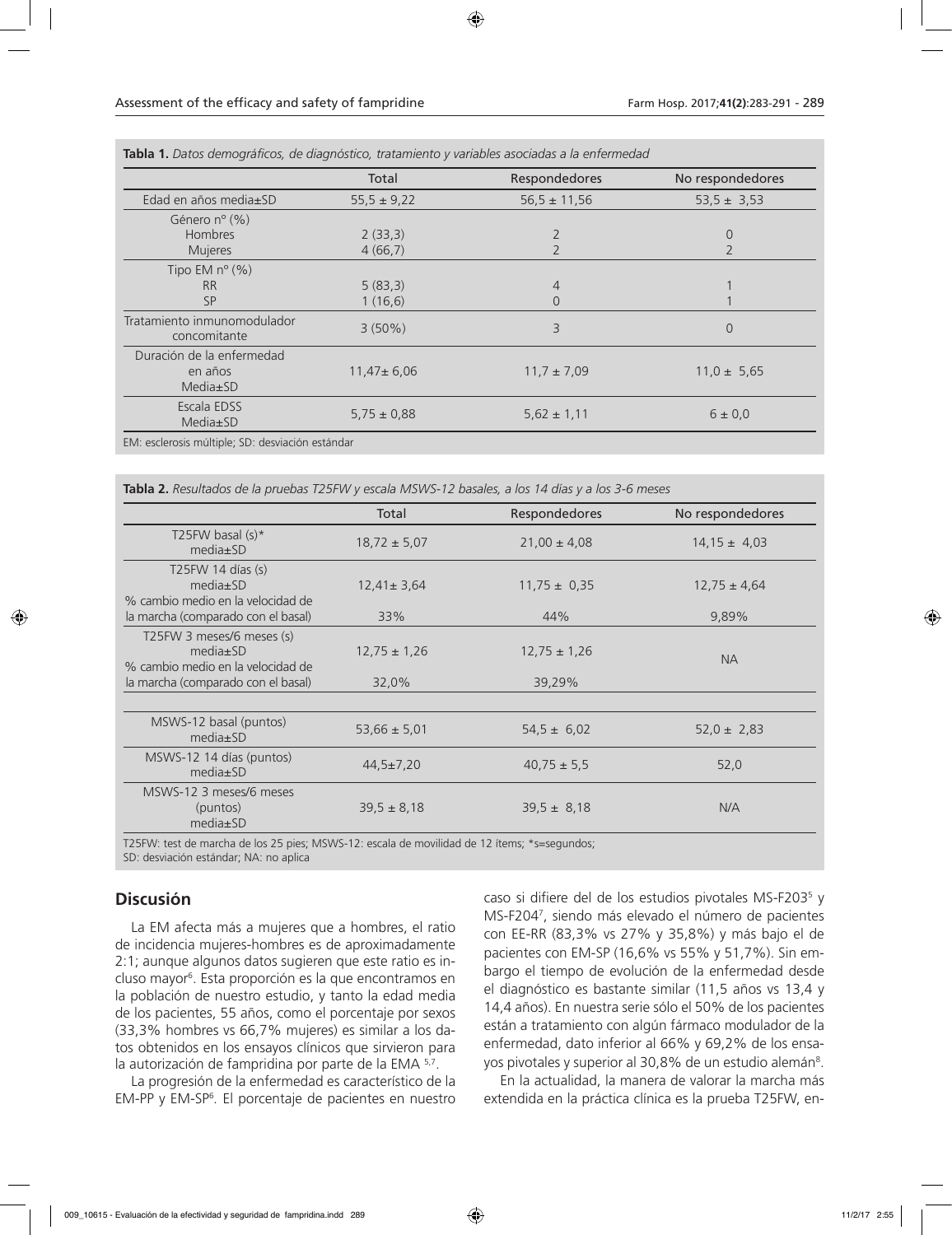**Tabla 1.** *Datos demográficos, de diagnóstico, tratamiento y variables asociadas a la enfermedad*

| | Total | Respondedores | No respondedores |
|---|---|---|---|
| Edad en años media±SD | 55,5 ± 9,22 | 56,5 ± 11,56 | 53,5 ± 3,53 |
| Género nº (%) | | | |
| Hombres | 2 (33,3) | 2 | 0 |
| Mujeres | 4 (66,7) | 2 | 2 |
| Tipo EM nº (%) | | | |
| RR | 5 (83,3) | 4 | 1 |
| SP | 1 (16,6) | 0 | 1 |
| Tratamiento inmunomodulador concomitante | 3 (50%) | 3 | 0 |
| Duración de la enfermedad en años Media±SD | 11,47± 6,06 | 11,7 ± 7,09 | 11,0 ± 5,65 |
| Escala EDSS Media±SD | 5,75 ± 0,88 | 5,62 ± 1,11 | 6 ± 0,0 |

EM: esclerosis múltiple; SD: desviación estándar

**Tabla 2.** *Resultados de la pruebas T25FW y escala MSWS-12 basales, a los 14 días y a los 3-6 meses*

| | Total | Respondedores | No respondedores |
|---|---|---|---|
| T25FW basal (s)* media±SD | 18,72 ± 5,07 | 21,00 ± 4,08 | 14,15 ± 4,03 |
| T25FW 14 días (s) media±SD | 12,41± 3,64 | 11,75 ± 0,35 | 12,75 ± 4,64 |
| % cambio medio en la velocidad de la marcha (comparado con el basal) | 33% | 44% | 9,89% |
| T25FW 3 meses/6 meses (s) media±SD | 12,75 ± 1,26 | 12,75 ± 1,26 | NA |
| % cambio medio en la velocidad de la marcha (comparado con el basal) | 32,0% | 39,29% | |
| MSWS-12 basal (puntos) media±SD | 53,66 ± 5,01 | 54,5 ± 6,02 | 52,0 ± 2,83 |
| MSWS-12 14 días (puntos) media±SD | 44,5±7,20 | 40,75 ± 5,5 | 52,0 |
| MSWS-12 3 meses/6 meses (puntos) media±SD | 39,5 ± 8,18 | 39,5 ± 8,18 | N/A |

T25FW: test de marcha de los 25 pies; MSWS-12: escala de movilidad de 12 ítems; *s=segundos; SD: desviación estándar; NA: no aplica

## Discusión

La EM afecta más a mujeres que a hombres, el ratio de incidencia mujeres-hombres es de aproximadamente 2:1; aunque algunos datos sugieren que este ratio es incluso mayor[6]. Esta proporción es la que encontramos en la población de nuestro estudio, y tanto la edad media de los pacientes, 55 años, como el porcentaje por sexos (33,3% hombres vs 66,7% mujeres) es similar a los datos obtenidos en los ensayos clínicos que sirvieron para la autorización de fampridina por parte de la EMA [5,7].

La progresión de la enfermedad es característico de la EM-PP y EM-SP[6]. El porcentaje de pacientes en nuestro caso si difiere del de los estudios pivotales MS-F203[5] y MS-F204[7], siendo más elevado el número de pacientes con EE-RR (83,3% vs 27% y 35,8%) y más bajo el de pacientes con EM-SP (16,6% vs 55% y 51,7%). Sin embargo el tiempo de evolución de la enfermedad desde el diagnóstico es bastante similar (11,5 años vs 13,4 y 14,4 años). En nuestra serie sólo el 50% de los pacientes están a tratamiento con algún fármaco modulador de la enfermedad, dato inferior al 66% y 69,2% de los ensayos pivotales y superior al 30,8% de un estudio alemán[8].

En la actualidad, la manera de valorar la marcha más extendida en la práctica clínica es la prueba T25FW, en-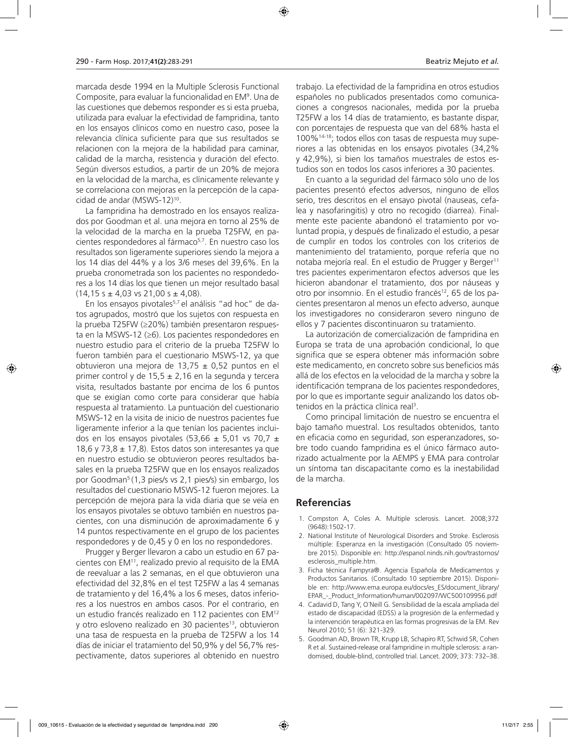marcada desde 1994 en la Multiple Sclerosis Functional Composite, para evaluar la funcionalidad en EM[9]. Una de las cuestiones que debemos responder es si esta prueba, utilizada para evaluar la efectividad de fampridina, tanto en los ensayos clínicos como en nuestro caso, posee la relevancia clínica suficiente para que sus resultados se relacionen con la mejora de la habilidad para caminar, calidad de la marcha, resistencia y duración del efecto. Según diversos estudios, a partir de un 20% de mejora en la velocidad de la marcha, es clínicamente relevante y se correlaciona con mejoras en la percepción de la capacidad de andar (MSWS-12)[10].

La fampridina ha demostrado en los ensayos realizados por Goodman et al. una mejora en torno al 25% de la velocidad de la marcha en la prueba T25FW, en pacientes respondedores al fármaco[5,7]. En nuestro caso los resultados son ligeramente superiores siendo la mejora a los 14 días del 44% y a los 3/6 meses del 39,6%. En la prueba cronometrada son los pacientes no respondedores a los 14 días los que tienen un mejor resultado basal (14,15 s ± 4,03 vs 21,00 s ± 4,08).

En los ensayos pivotales[5,7] el análisis "ad hoc" de datos agrupados, mostró que los sujetos con respuesta en la prueba T25FW (≥20%) también presentaron respuesta en la MSWS-12 (≥6). Los pacientes respondedores en nuestro estudio para el criterio de la prueba T25FW lo fueron también para el cuestionario MSWS-12, ya que obtuvieron una mejora de 13,75 ± 0,52 puntos en el primer control y de 15,5 ± 2,16 en la segunda y tercera visita, resultados bastante por encima de los 6 puntos que se exigían como corte para considerar que había respuesta al tratamiento. La puntuación del cuestionario MSWS-12 en la visita de inicio de nuestros pacientes fue ligeramente inferior a la que tenían los pacientes incluidos en los ensayos pivotales (53,66 ± 5,01 vs 70,7 ± 18,6 y 73,8 ± 17,8). Estos datos son interesantes ya que en nuestro estudio se obtuvieron peores resultados basales en la prueba T25FW que en los ensayos realizados por Goodman[5] (1,3 pies/s vs 2,1 pies/s) sin embargo, los resultados del cuestionario MSWS-12 fueron mejores. La percepción de mejora para la vida diaria que se veía en los ensayos pivotales se obtuvo también en nuestros pacientes, con una disminución de aproximadamente 6 y 14 puntos respectivamente en el grupo de los pacientes respondedores y de 0,45 y 0 en los no respondedores.

Prugger y Berger llevaron a cabo un estudio en 67 pacientes con EM[11], realizado previo al requisito de la EMA de reevaluar a las 2 semanas, en el que obtuvieron una efectividad del 32,8% en el test T25FW a las 4 semanas de tratamiento y del 16,4% a los 6 meses, datos inferiores a los nuestros en ambos casos. Por el contrario, en un estudio francés realizado en 112 pacientes con EM[12] y otro esloveno realizado en 30 pacientes[13], obtuvieron una tasa de respuesta en la prueba de T25FW a los 14 días de iniciar el tratamiento del 50,9% y del 56,7% respectivamente, datos superiores al obtenido en nuestro trabajo. La efectividad de la fampridina en otros estudios españoles no publicados presentados como comunicaciones a congresos nacionales, medida por la prueba T25FW a los 14 días de tratamiento, es bastante dispar, con porcentajes de respuesta que van del 68% hasta el 100%[14-18]; todos ellos con tasas de respuesta muy superiores a las obtenidas en los ensayos pivotales (34,2% y 42,9%), si bien los tamaños muestrales de estos estudios son en todos los casos inferiores a 30 pacientes.

En cuanto a la seguridad del fármaco sólo uno de los pacientes presentó efectos adversos, ninguno de ellos serio, tres descritos en el ensayo pivotal (nauseas, cefalea y nasofaringitis) y otro no recogido (diarrea). Finalmente este paciente abandonó el tratamiento por voluntad propia, y después de finalizado el estudio, a pesar de cumplir en todos los controles con los criterios de mantenimiento del tratamiento, porque refería que no notaba mejoría real. En el estudio de Prugger y Berger[11] tres pacientes experimentaron efectos adversos que les hicieron abandonar el tratamiento, dos por náuseas y otro por insomnio. En el estudio francés[12], 65 de los pacientes presentaron al menos un efecto adverso, aunque los investigadores no consideraron severo ninguno de ellos y 7 pacientes discontinuaron su tratamiento.

La autorización de comercialización de fampridina en Europa se trata de una aprobación condicional, lo que significa que se espera obtener más información sobre este medicamento, en concreto sobre sus beneficios más allá de los efectos en la velocidad de la marcha y sobre la identificación temprana de los pacientes respondedores, por lo que es importante seguir analizando los datos obtenidos en la práctica clínica real[3].

Como principal limitación de nuestro se encuentra el bajo tamaño muestral. Los resultados obtenidos, tanto en eficacia como en seguridad, son esperanzadores, sobre todo cuando fampridina es el único fármaco autorizado actualmente por la AEMPS y EMA para controlar un síntoma tan discapacitante como es la inestabilidad de la marcha.

## Referencias

1. Compston A, Coles A. Multiple sclerosis. Lancet. 2008;372 (9648):1502-17.
2. National Institute of Neurological Disorders and Stroke. Esclerosis múltiple: Esperanza en la investigación (Consultado 05 noviembre 2015). Disponible en: http://espanol.ninds.nih.gov/trastornos/esclerosis_multiple.htm.
3. Ficha técnica Fampyra®. Agencia Española de Medicamentos y Productos Sanitarios. (Consultado 10 septiembre 2015). Disponible en: http://www.ema.europa.eu/docs/es_ES/document_library/EPAR_-_Product_Information/human/002097/WC500109956.pdf
4. Cadavid D, Tang Y, O´Neill G. Sensibilidad de la escala ampliada del estado de discapacidad (EDSS) a la progresión de la enfermedad y la intervención terapéutica en las formas progresivas de la EM. Rev Neurol 2010; 51 (6): 321-329.
5. Goodman AD, Brown TR, Krupp LB, Schapiro RT, Schwid SR, Cohen R et al. Sustained-release oral fampridine in multiple sclerosis: a randomised, double-blind, controlled trial. Lancet. 2009; 373: 732–38.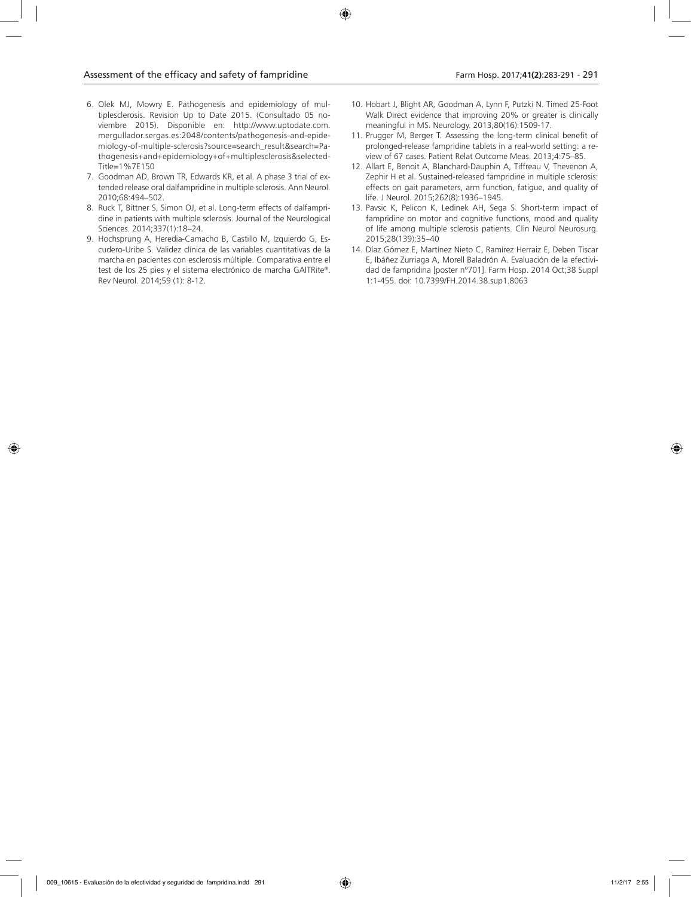6. Olek MJ, Mowry E. Pathogenesis and epidemiology of multiplesclerosis. Revision Up to Date 2015. (Consultado 05 noviembre 2015). Disponible en: http://www.uptodate.com.mergullador.sergas.es:2048/contents/pathogenesis-and-epidemiology-of-multiple-sclerosis?source=search_result&search=Pathogenesis+and+epidemiology+of+multiplesclerosis&selectedTitle=1%7E150
7. Goodman AD, Brown TR, Edwards KR, et al. A phase 3 trial of extended release oral dalfampridine in multiple sclerosis. Ann Neurol. 2010;68:494–502.
8. Ruck T, Bittner S, Simon OJ, et al. Long-term effects of dalfampridine in patients with multiple sclerosis. Journal of the Neurological Sciences. 2014;337(1):18–24.
9. Hochsprung A, Heredia-Camacho B, Castillo M, Izquierdo G, Escudero-Uribe S. Validez clínica de las variables cuantitativas de la marcha en pacientes con esclerosis múltiple. Comparativa entre el test de los 25 pies y el sistema electrónico de marcha GAITRite®. Rev Neurol. 2014;59 (1): 8-12.
10. Hobart J, Blight AR, Goodman A, Lynn F, Putzki N. Timed 25-Foot Walk Direct evidence that improving 20% or greater is clinically meaningful in MS. Neurology. 2013;80(16):1509-17.
11. Prugger M, Berger T. Assessing the long-term clinical benefit of prolonged-release fampridine tablets in a real-world setting: a review of 67 cases. Patient Relat Outcome Meas. 2013;4:75–85.
12. Allart E, Benoit A, Blanchard-Dauphin A, Tiffreau V, Thevenon A, Zephir H et al. Sustained-released fampridine in multiple sclerosis: effects on gait parameters, arm function, fatigue, and quality of life. J Neurol. 2015;262(8):1936–1945.
13. Pavsic K, Pelicon K, Ledinek AH, Sega S. Short-term impact of fampridine on motor and cognitive functions, mood and quality of life among multiple sclerosis patients. Clin Neurol Neurosurg. 2015;28(139):35–40
14. Díaz Gómez E, Martínez Nieto C, Ramírez Herraiz E, Deben Tiscar E, Ibáñez Zurriaga A, Morell Baladrón A. Evaluación de la efectividad de fampridina [poster nº701]. Farm Hosp. 2014 Oct;38 Suppl 1:1-455. doi: 10.7399/FH.2014.38.sup1.8063